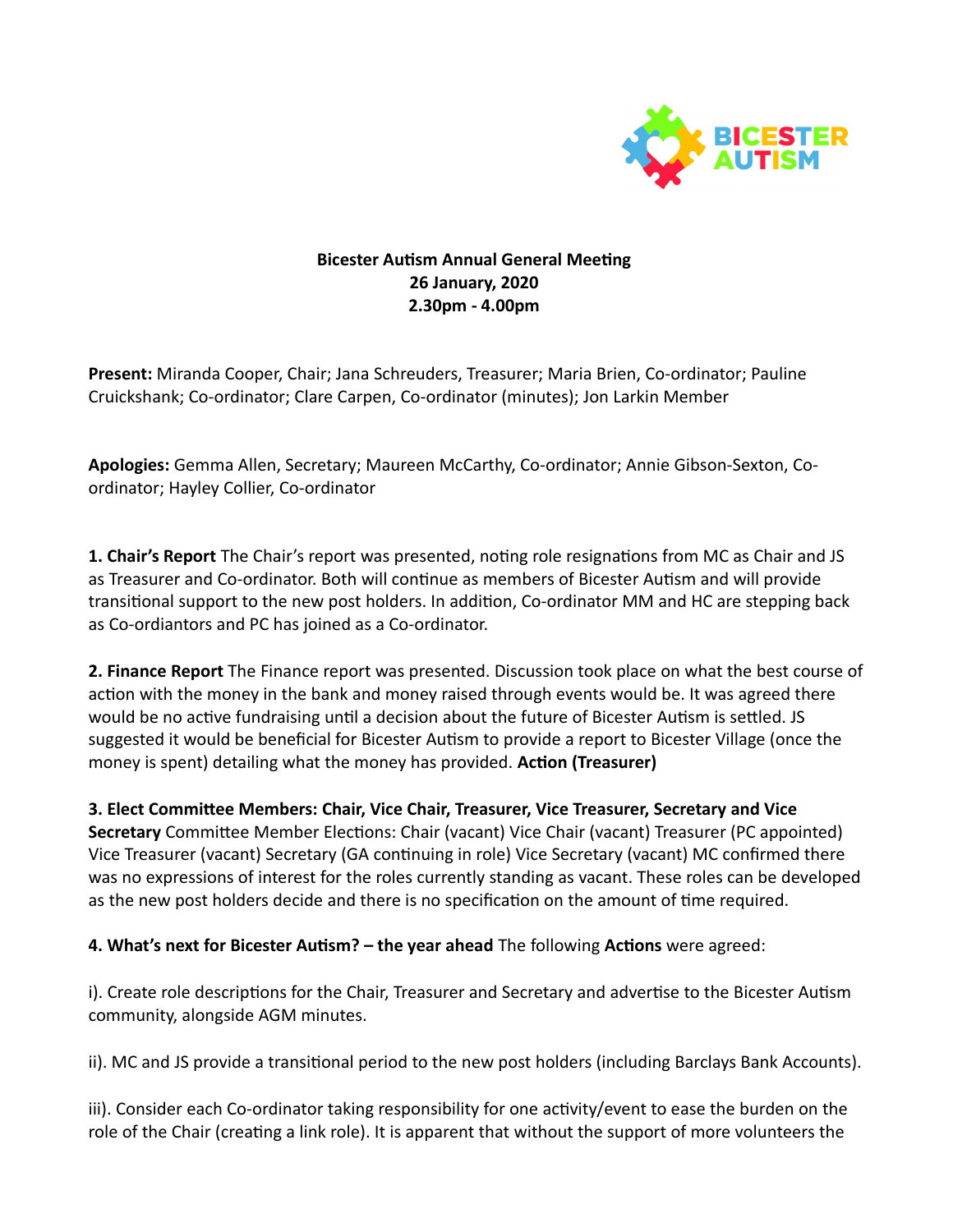**Bicester Autism Annual General Meeting**
**26 January, 2020**
**2.30pm - 4.00pm**

**Present:** Miranda Cooper, Chair; Jana Schreuders, Treasurer; Maria Brien, Co-ordinator; Pauline Cruickshank; Co-ordinator; Clare Carpen, Co-ordinator (minutes); Jon Larkin Member

**Apologies:** Gemma Allen, Secretary; Maureen McCarthy, Co-ordinator; Annie Gibson-Sexton, Co-ordinator; Hayley Collier, Co-ordinator

**1. Chair's Report** The Chair's report was presented, noting role resignations from MC as Chair and JS as Treasurer and Co-ordinator. Both will continue as members of Bicester Autism and will provide transitional support to the new post holders. In addition, Co-ordinator MM and HC are stepping back as Co-ordiantors and PC has joined as a Co-ordinator.

**2. Finance Report** The Finance report was presented. Discussion took place on what the best course of action with the money in the bank and money raised through events would be. It was agreed there would be no active fundraising until a decision about the future of Bicester Autism is settled. JS suggested it would be beneficial for Bicester Autism to provide a report to Bicester Village (once the money is spent) detailing what the money has provided. **Action (Treasurer)**

**3. Elect Committee Members: Chair, Vice Chair, Treasurer, Vice Treasurer, Secretary and Vice Secretary** Committee Member Elections: Chair (vacant) Vice Chair (vacant) Treasurer (PC appointed) Vice Treasurer (vacant) Secretary (GA continuing in role) Vice Secretary (vacant) MC confirmed there was no expressions of interest for the roles currently standing as vacant. These roles can be developed as the new post holders decide and there is no specification on the amount of time required.

**4. What's next for Bicester Autism? – the year ahead** The following **Actions** were agreed:

i). Create role descriptions for the Chair, Treasurer and Secretary and advertise to the Bicester Autism community, alongside AGM minutes.

ii). MC and JS provide a transitional period to the new post holders (including Barclays Bank Accounts).

iii). Consider each Co-ordinator taking responsibility for one activity/event to ease the burden on the role of the Chair (creating a link role). It is apparent that without the support of more volunteers the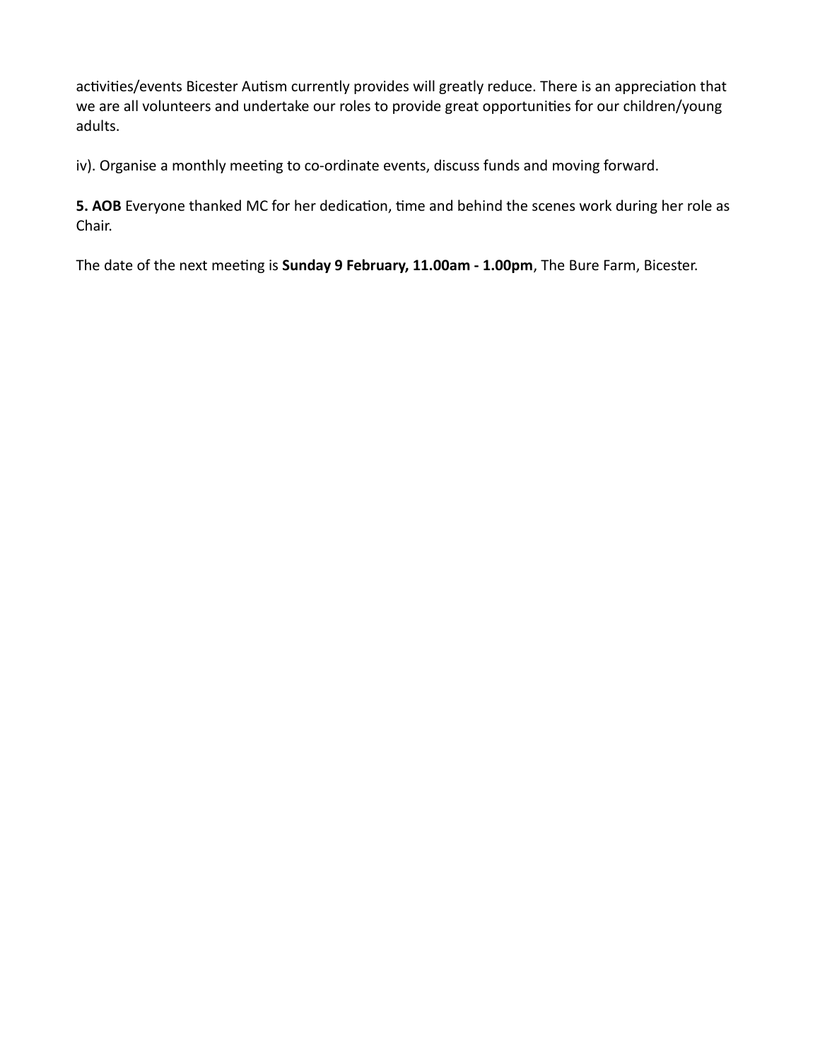activities/events Bicester Autism currently provides will greatly reduce. There is an appreciation that we are all volunteers and undertake our roles to provide great opportunities for our children/young adults.

iv). Organise a monthly meeting to co-ordinate events, discuss funds and moving forward.

**5. AOB** Everyone thanked MC for her dedication, time and behind the scenes work during her role as Chair.

The date of the next meeting is **Sunday 9 February, 11.00am - 1.00pm**, The Bure Farm, Bicester.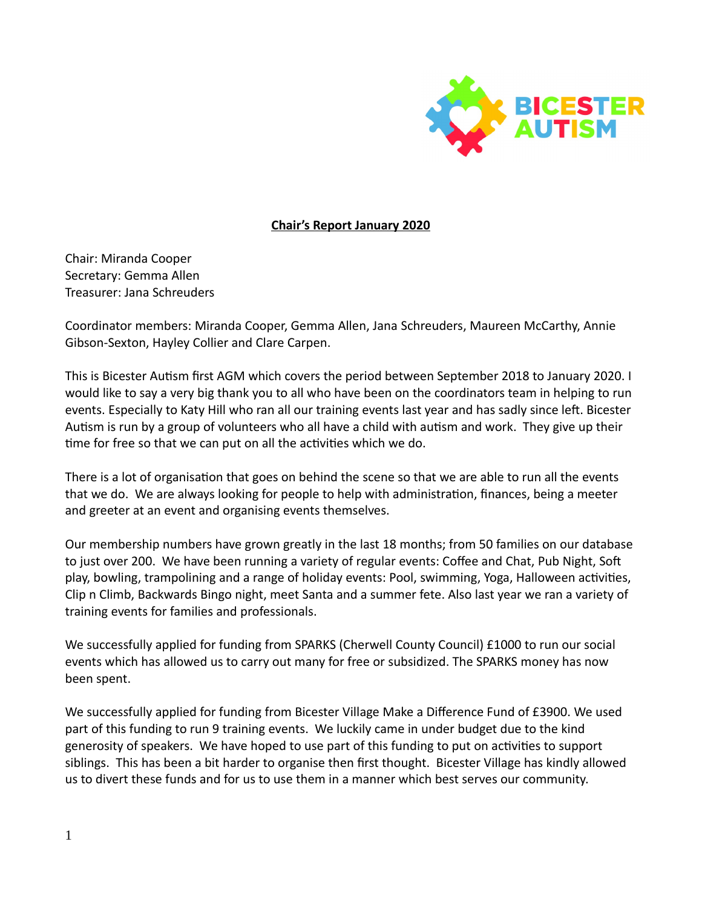**Chair's Report January 2020**

Chair: Miranda Cooper
Secretary: Gemma Allen
Treasurer: Jana Schreuders

Coordinator members: Miranda Cooper, Gemma Allen, Jana Schreuders, Maureen McCarthy, Annie Gibson-Sexton, Hayley Collier and Clare Carpen.

This is Bicester Autism first AGM which covers the period between September 2018 to January 2020. I would like to say a very big thank you to all who have been on the coordinators team in helping to run events. Especially to Katy Hill who ran all our training events last year and has sadly since left. Bicester Autism is run by a group of volunteers who all have a child with autism and work. They give up their time for free so that we can put on all the activities which we do.

There is a lot of organisation that goes on behind the scene so that we are able to run all the events that we do. We are always looking for people to help with administration, finances, being a meeter and greeter at an event and organising events themselves.

Our membership numbers have grown greatly in the last 18 months; from 50 families on our database to just over 200. We have been running a variety of regular events: Coffee and Chat, Pub Night, Soft play, bowling, trampolining and a range of holiday events: Pool, swimming, Yoga, Halloween activities, Clip n Climb, Backwards Bingo night, meet Santa and a summer fete. Also last year we ran a variety of training events for families and professionals.

We successfully applied for funding from SPARKS (Cherwell County Council) £1000 to run our social events which has allowed us to carry out many for free or subsidized. The SPARKS money has now been spent.

We successfully applied for funding from Bicester Village Make a Difference Fund of £3900. We used part of this funding to run 9 training events. We luckily came in under budget due to the kind generosity of speakers. We have hoped to use part of this funding to put on activities to support siblings. This has been a bit harder to organise then first thought. Bicester Village has kindly allowed us to divert these funds and for us to use them in a manner which best serves our community.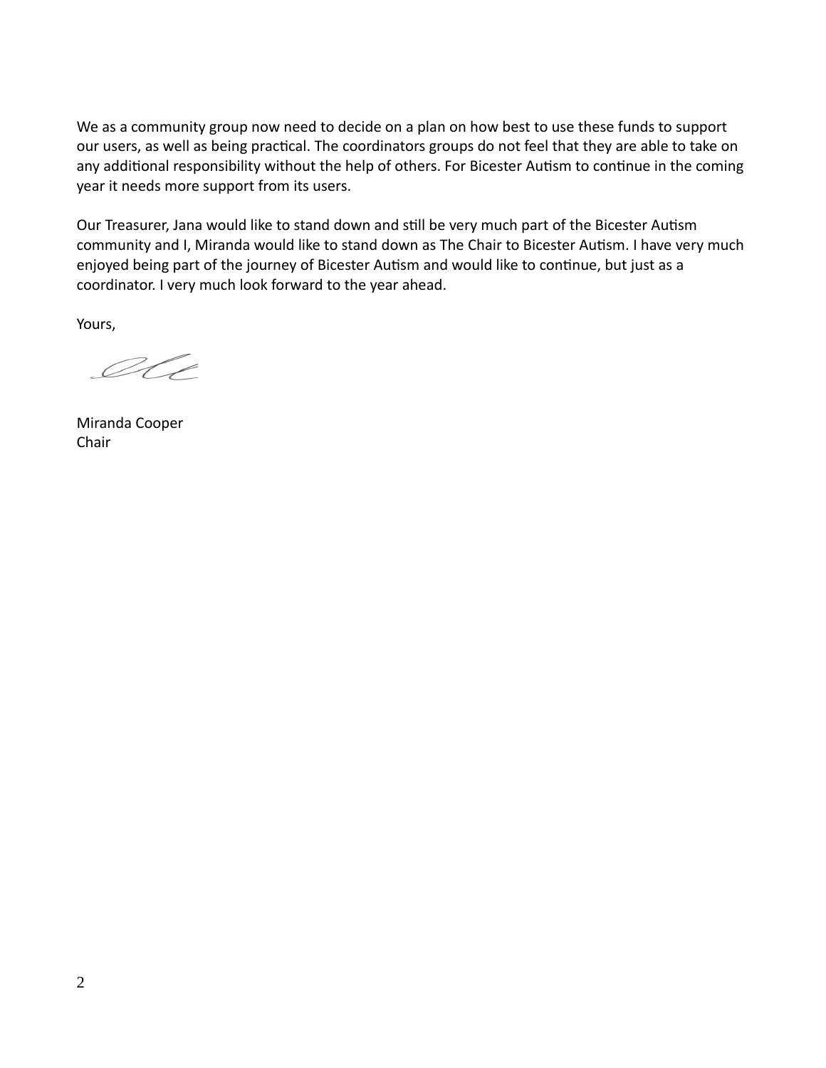We as a community group now need to decide on a plan on how best to use these funds to support our users, as well as being practical. The coordinators groups do not feel that they are able to take on any additional responsibility without the help of others. For Bicester Autism to continue in the coming year it needs more support from its users.

Our Treasurer, Jana would like to stand down and still be very much part of the Bicester Autism community and I, Miranda would like to stand down as The Chair to Bicester Autism. I have very much enjoyed being part of the journey of Bicester Autism and would like to continue, but just as a coordinator. I very much look forward to the year ahead.

Yours,

Miranda Cooper
Chair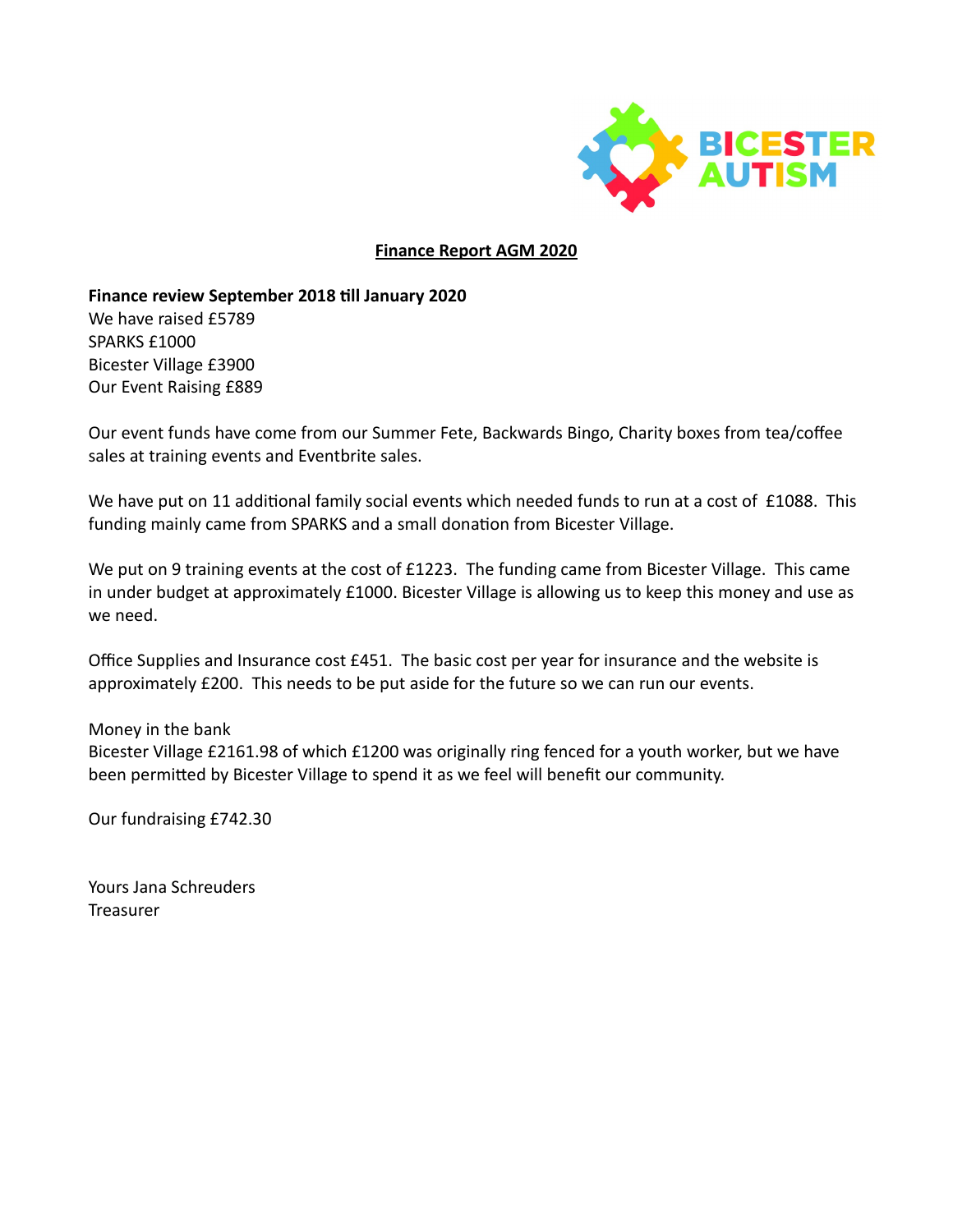BICESTER AUTISM

## Finance Report AGM 2020

**Finance review September 2018 till January 2020**

We have raised £5789
SPARKS £1000
Bicester Village £3900
Our Event Raising £889

Our event funds have come from our Summer Fete, Backwards Bingo, Charity boxes from tea/coffee sales at training events and Eventbrite sales.

We have put on 11 additional family social events which needed funds to run at a cost of £1088. This funding mainly came from SPARKS and a small donation from Bicester Village.

We put on 9 training events at the cost of £1223. The funding came from Bicester Village. This came in under budget at approximately £1000. Bicester Village is allowing us to keep this money and use as we need.

Office Supplies and Insurance cost £451. The basic cost per year for insurance and the website is approximately £200. This needs to be put aside for the future so we can run our events.

Money in the bank
Bicester Village £2161.98 of which £1200 was originally ring fenced for a youth worker, but we have been permitted by Bicester Village to spend it as we feel will benefit our community.

Our fundraising £742.30

Yours Jana Schreuders
Treasurer